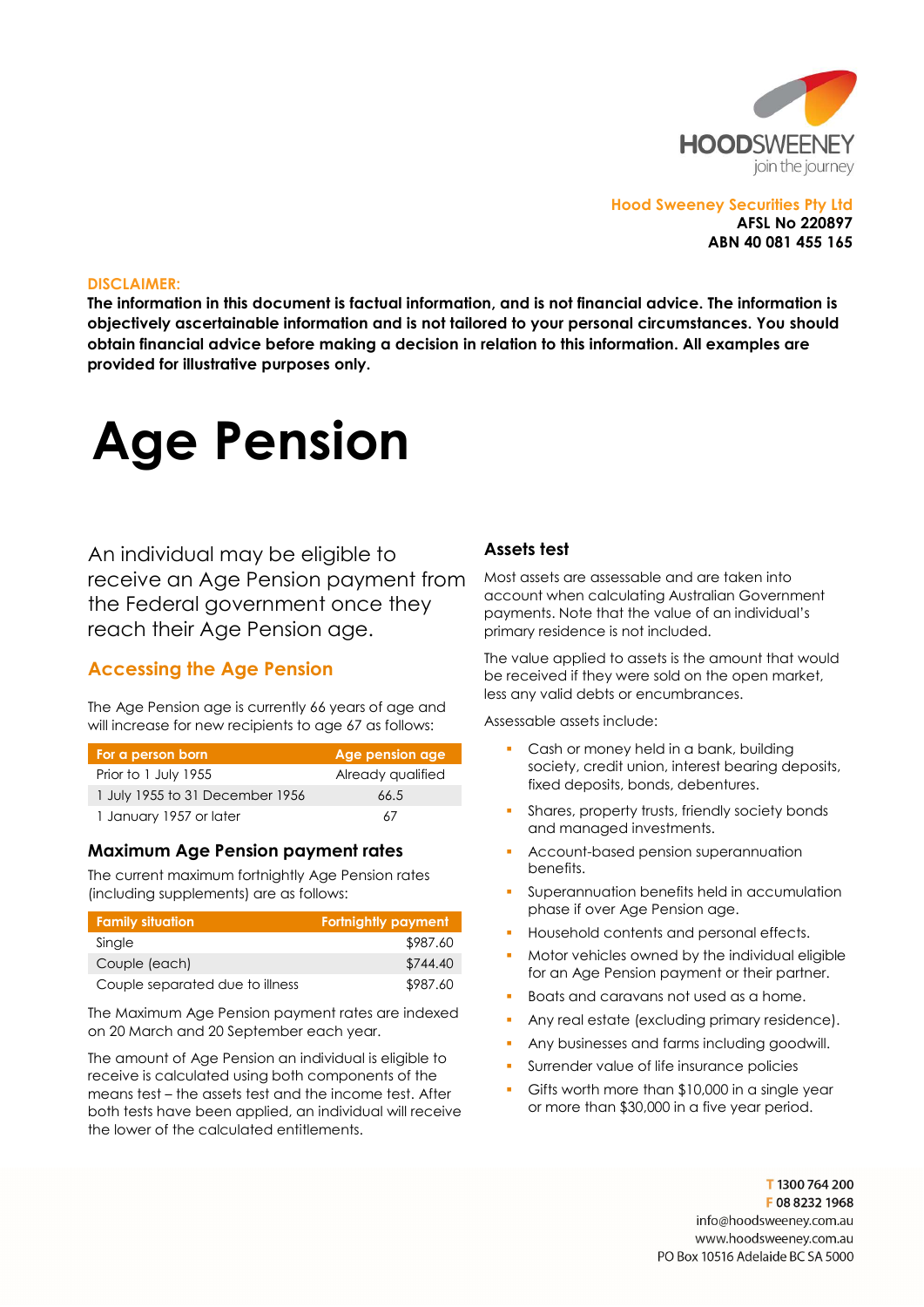**Hood Sweeney Securities Pty Ltd**
**AFSL No 220897**
**ABN 40 081 455 165**

**DISCLAIMER:**
**The information in this document is factual information, and is not financial advice. The information is objectively ascertainable information and is not tailored to your personal circumstances. You should obtain financial advice before making a decision in relation to this information. All examples are provided for illustrative purposes only.**

# Age Pension

An individual may be eligible to receive an Age Pension payment from the Federal government once they reach their Age Pension age.

## Accessing the Age Pension

The Age Pension age is currently 66 years of age and will increase for new recipients to age 67 as follows:

| For a person born | Age pension age |
|---|---|
| Prior to 1 July 1955 | Already qualified |
| 1 July 1955 to 31 December 1956 | 66.5 |
| 1 January 1957 or later | 67 |

### Maximum Age Pension payment rates

The current maximum fortnightly Age Pension rates (including supplements) are as follows:

| Family situation | Fortnightly payment |
|---|---|
| Single | $987.60 |
| Couple (each) | $744.40 |
| Couple separated due to illness | $987.60 |

The Maximum Age Pension payment rates are indexed on 20 March and 20 September each year.

The amount of Age Pension an individual is eligible to receive is calculated using both components of the means test – the assets test and the income test. After both tests have been applied, an individual will receive the lower of the calculated entitlements.

### Assets test

Most assets are assessable and are taken into account when calculating Australian Government payments. Note that the value of an individual's primary residence is not included.

The value applied to assets is the amount that would be received if they were sold on the open market, less any valid debts or encumbrances.

Assessable assets include:

- Cash or money held in a bank, building society, credit union, interest bearing deposits, fixed deposits, bonds, debentures.
- Shares, property trusts, friendly society bonds and managed investments.
- Account-based pension superannuation benefits.
- Superannuation benefits held in accumulation phase if over Age Pension age.
- Household contents and personal effects.
- Motor vehicles owned by the individual eligible for an Age Pension payment or their partner.
- Boats and caravans not used as a home.
- Any real estate (excluding primary residence).
- Any businesses and farms including goodwill.
- Surrender value of life insurance policies
- Gifts worth more than $10,000 in a single year or more than $30,000 in a five year period.

T 1300 764 200
F 08 8232 1968
info@hoodsweeney.com.au
www.hoodsweeney.com.au
PO Box 10516 Adelaide BC SA 5000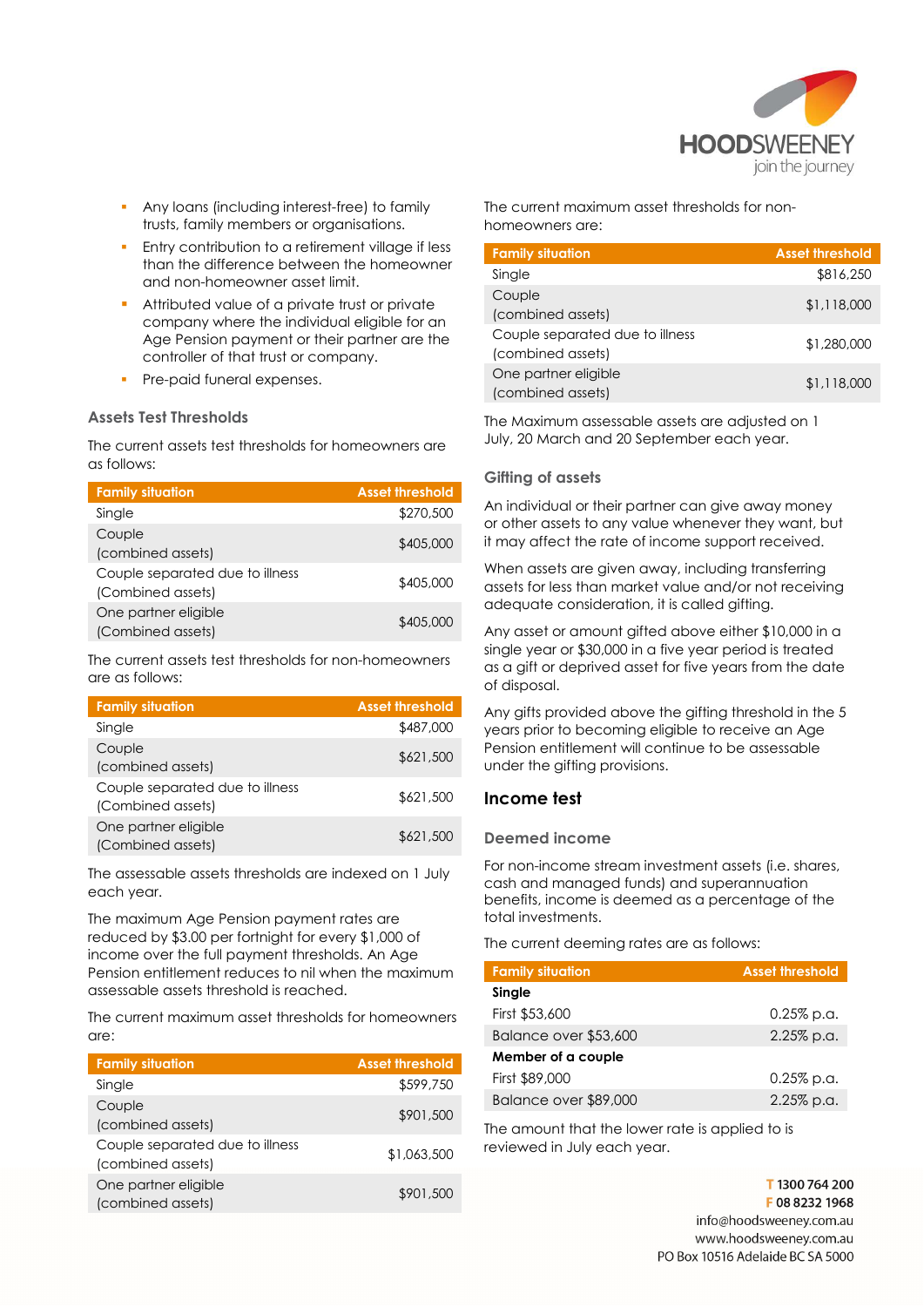- Any loans (including interest-free) to family trusts, family members or organisations.
- Entry contribution to a retirement village if less than the difference between the homeowner and non-homeowner asset limit.
- Attributed value of a private trust or private company where the individual eligible for an Age Pension payment or their partner are the controller of that trust or company.
- Pre-paid funeral expenses.

### Assets Test Thresholds

The current assets test thresholds for homeowners are as follows:

| Family situation | Asset threshold |
|---|---|
| Single | $270,500 |
| Couple (combined assets) | $405,000 |
| Couple separated due to illness (Combined assets) | $405,000 |
| One partner eligible (Combined assets) | $405,000 |

The current assets test thresholds for non-homeowners are as follows:

| Family situation | Asset threshold |
|---|---|
| Single | $487,000 |
| Couple (combined assets) | $621,500 |
| Couple separated due to illness (Combined assets) | $621,500 |
| One partner eligible (Combined assets) | $621,500 |

The assessable assets thresholds are indexed on 1 July each year.

The maximum Age Pension payment rates are reduced by $3.00 per fortnight for every $1,000 of income over the full payment thresholds. An Age Pension entitlement reduces to nil when the maximum assessable assets threshold is reached.

The current maximum asset thresholds for homeowners are:

| Family situation | Asset threshold |
|---|---|
| Single | $599,750 |
| Couple (combined assets) | $901,500 |
| Couple separated due to illness (combined assets) | $1,063,500 |
| One partner eligible (combined assets) | $901,500 |

The current maximum asset thresholds for non-homeowners are:

| Family situation | Asset threshold |
|---|---|
| Single | $816,250 |
| Couple (combined assets) | $1,118,000 |
| Couple separated due to illness (combined assets) | $1,280,000 |
| One partner eligible (combined assets) | $1,118,000 |

The Maximum assessable assets are adjusted on 1 July, 20 March and 20 September each year.

### Gifting of assets

An individual or their partner can give away money or other assets to any value whenever they want, but it may affect the rate of income support received.

When assets are given away, including transferring assets for less than market value and/or not receiving adequate consideration, it is called gifting.

Any asset or amount gifted above either $10,000 in a single year or $30,000 in a five year period is treated as a gift or deprived asset for five years from the date of disposal.

Any gifts provided above the gifting threshold in the 5 years prior to becoming eligible to receive an Age Pension entitlement will continue to be assessable under the gifting provisions.

## Income test

### Deemed income

For non-income stream investment assets (i.e. shares, cash and managed funds) and superannuation benefits, income is deemed as a percentage of the total investments.

The current deeming rates are as follows:

| Family situation | Asset threshold |
|---|---|
| **Single** | |
| First $53,600 | 0.25% p.a. |
| Balance over $53,600 | 2.25% p.a. |
| **Member of a couple** | |
| First $89,000 | 0.25% p.a. |
| Balance over $89,000 | 2.25% p.a. |

The amount that the lower rate is applied to is reviewed in July each year.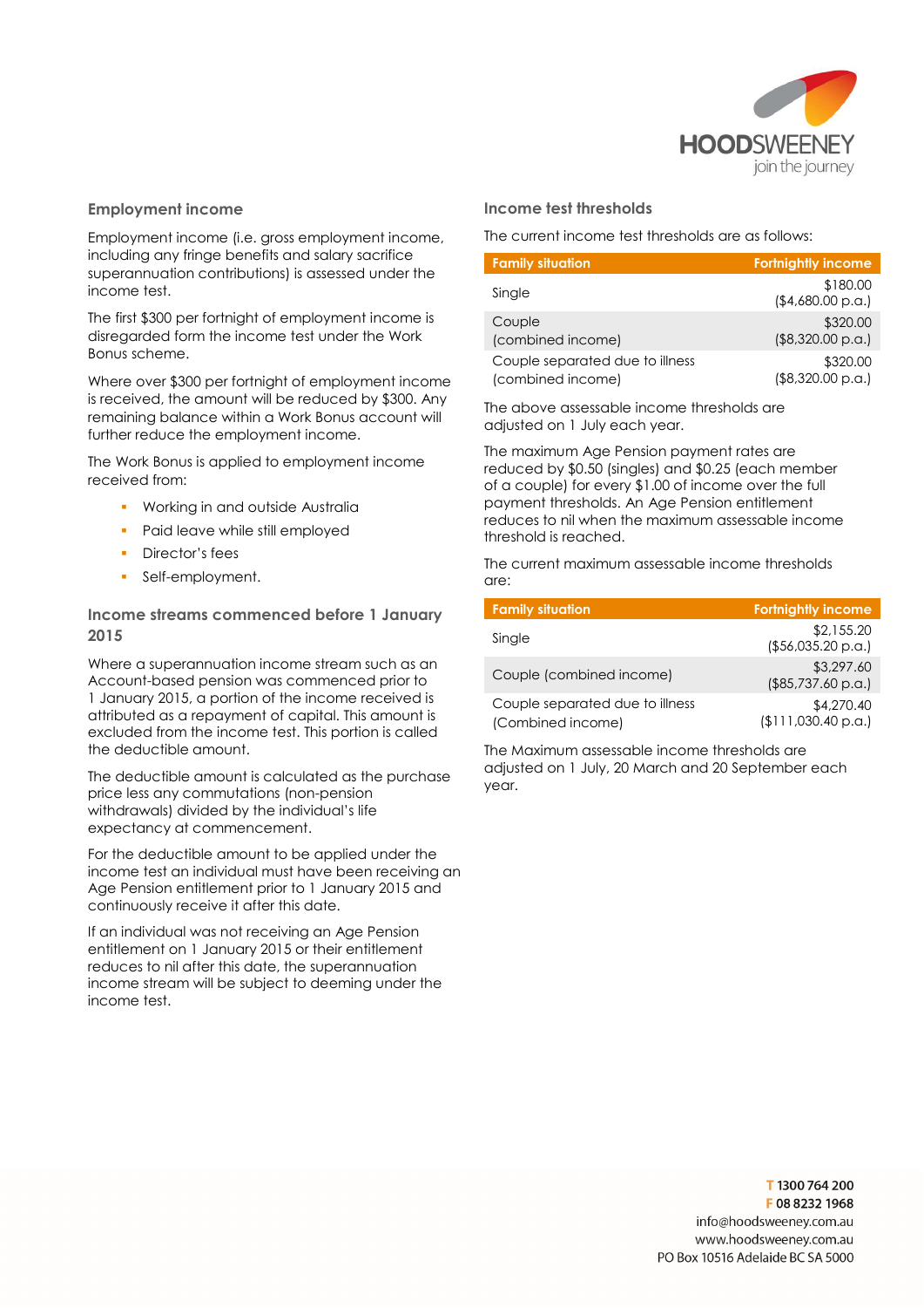## Employment income

Employment income (i.e. gross employment income, including any fringe benefits and salary sacrifice superannuation contributions) is assessed under the income test.

The first $300 per fortnight of employment income is disregarded form the income test under the Work Bonus scheme.

Where over $300 per fortnight of employment income is received, the amount will be reduced by $300. Any remaining balance within a Work Bonus account will further reduce the employment income.

The Work Bonus is applied to employment income received from:

- Working in and outside Australia
- Paid leave while still employed
- Director's fees
- Self-employment.

## Income streams commenced before 1 January 2015

Where a superannuation income stream such as an Account-based pension was commenced prior to 1 January 2015, a portion of the income received is attributed as a repayment of capital. This amount is excluded from the income test. This portion is called the deductible amount.

The deductible amount is calculated as the purchase price less any commutations (non-pension withdrawals) divided by the individual's life expectancy at commencement.

For the deductible amount to be applied under the income test an individual must have been receiving an Age Pension entitlement prior to 1 January 2015 and continuously receive it after this date.

If an individual was not receiving an Age Pension entitlement on 1 January 2015 or their entitlement reduces to nil after this date, the superannuation income stream will be subject to deeming under the income test.

## Income test thresholds

The current income test thresholds are as follows:

| Family situation | Fortnightly income |
|---|---|
| Single | $180.00 ($4,680.00 p.a.) |
| Couple (combined income) | $320.00 ($8,320.00 p.a.) |
| Couple separated due to illness (combined income) | $320.00 ($8,320.00 p.a.) |

The above assessable income thresholds are adjusted on 1 July each year.

The maximum Age Pension payment rates are reduced by $0.50 (singles) and $0.25 (each member of a couple) for every $1.00 of income over the full payment thresholds. An Age Pension entitlement reduces to nil when the maximum assessable income threshold is reached.

The current maximum assessable income thresholds are:

| Family situation | Fortnightly income |
|---|---|
| Single | $2,155.20 ($56,035.20 p.a.) |
| Couple (combined income) | $3,297.60 ($85,737.60 p.a.) |
| Couple separated due to illness (Combined income) | $4,270.40 ($111,030.40 p.a.) |

The Maximum assessable income thresholds are adjusted on 1 July, 20 March and 20 September each year.

T 1300 764 200
F 08 8232 1968
info@hoodsweeney.com.au
www.hoodsweeney.com.au
PO Box 10516 Adelaide BC SA 5000